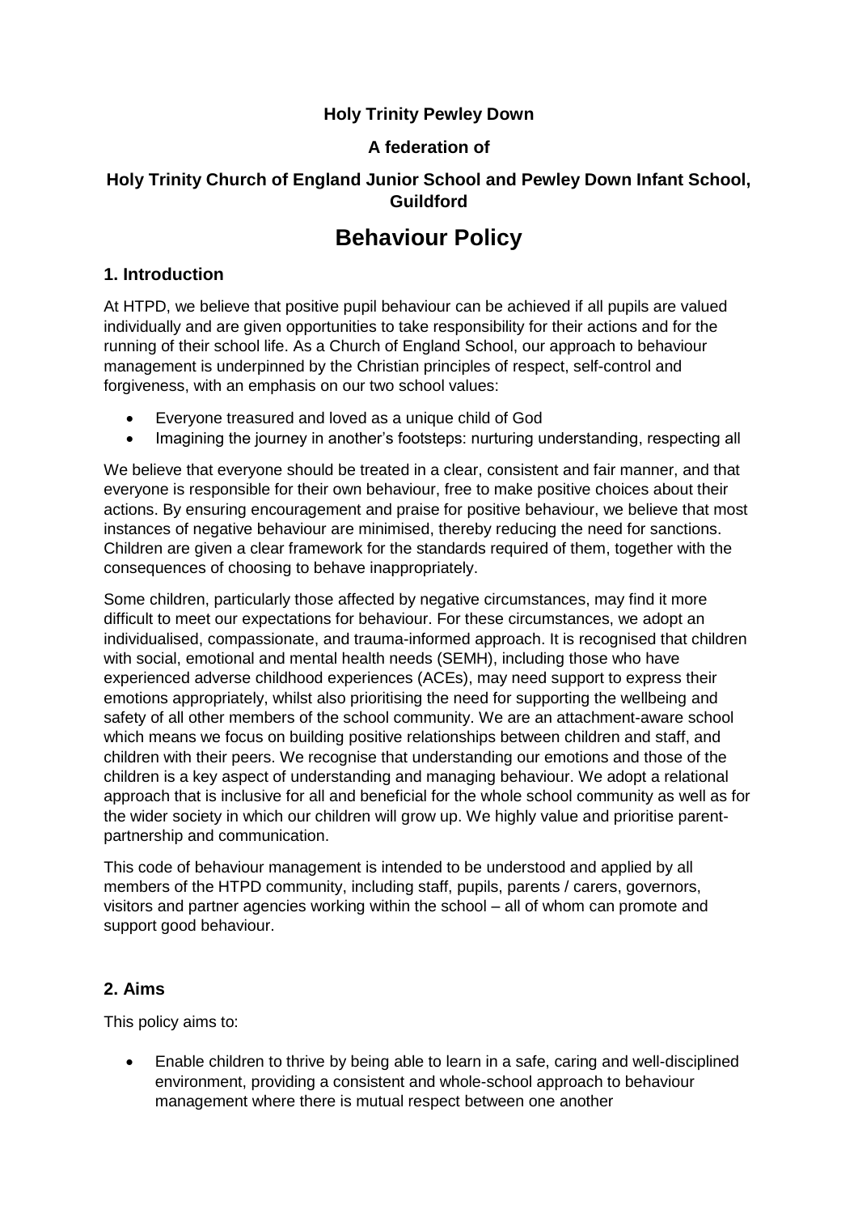**Holy Trinity Pewley Down**

**A federation of**

**Holy Trinity Church of England Junior School and Pewley Down Infant School, Guildford**

# Behaviour Policy

## 1. Introduction

At HTPD, we believe that positive pupil behaviour can be achieved if all pupils are valued individually and are given opportunities to take responsibility for their actions and for the running of their school life. As a Church of England School, our approach to behaviour management is underpinned by the Christian principles of respect, self-control and forgiveness, with an emphasis on our two school values:

- Everyone treasured and loved as a unique child of God
- Imagining the journey in another's footsteps: nurturing understanding, respecting all

We believe that everyone should be treated in a clear, consistent and fair manner, and that everyone is responsible for their own behaviour, free to make positive choices about their actions. By ensuring encouragement and praise for positive behaviour, we believe that most instances of negative behaviour are minimised, thereby reducing the need for sanctions. Children are given a clear framework for the standards required of them, together with the consequences of choosing to behave inappropriately.

Some children, particularly those affected by negative circumstances, may find it more difficult to meet our expectations for behaviour. For these circumstances, we adopt an individualised, compassionate, and trauma-informed approach. It is recognised that children with social, emotional and mental health needs (SEMH), including those who have experienced adverse childhood experiences (ACEs), may need support to express their emotions appropriately, whilst also prioritising the need for supporting the wellbeing and safety of all other members of the school community. We are an attachment-aware school which means we focus on building positive relationships between children and staff, and children with their peers. We recognise that understanding our emotions and those of the children is a key aspect of understanding and managing behaviour. We adopt a relational approach that is inclusive for all and beneficial for the whole school community as well as for the wider society in which our children will grow up. We highly value and prioritise parent-partnership and communication.

This code of behaviour management is intended to be understood and applied by all members of the HTPD community, including staff, pupils, parents / carers, governors, visitors and partner agencies working within the school – all of whom can promote and support good behaviour.

## 2. Aims

This policy aims to:

- Enable children to thrive by being able to learn in a safe, caring and well-disciplined environment, providing a consistent and whole-school approach to behaviour management where there is mutual respect between one another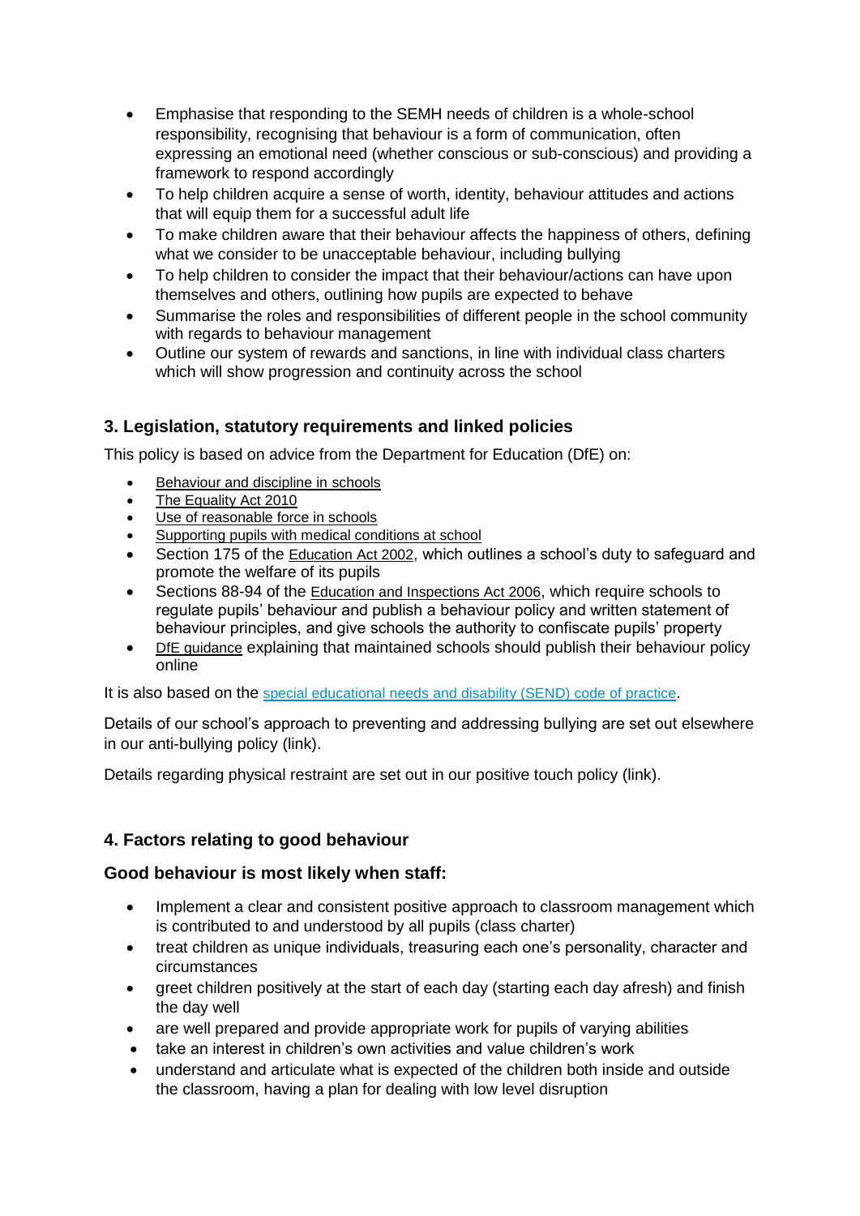- Emphasise that responding to the SEMH needs of children is a whole-school responsibility, recognising that behaviour is a form of communication, often expressing an emotional need (whether conscious or sub-conscious) and providing a framework to respond accordingly
- To help children acquire a sense of worth, identity, behaviour attitudes and actions that will equip them for a successful adult life
- To make children aware that their behaviour affects the happiness of others, defining what we consider to be unacceptable behaviour, including bullying
- To help children to consider the impact that their behaviour/actions can have upon themselves and others, outlining how pupils are expected to behave
- Summarise the roles and responsibilities of different people in the school community with regards to behaviour management
- Outline our system of rewards and sanctions, in line with individual class charters which will show progression and continuity across the school

## 3. Legislation, statutory requirements and linked policies

This policy is based on advice from the Department for Education (DfE) on:

- Behaviour and discipline in schools
- The Equality Act 2010
- Use of reasonable force in schools
- Supporting pupils with medical conditions at school
- Section 175 of the Education Act 2002, which outlines a school's duty to safeguard and promote the welfare of its pupils
- Sections 88-94 of the Education and Inspections Act 2006, which require schools to regulate pupils' behaviour and publish a behaviour policy and written statement of behaviour principles, and give schools the authority to confiscate pupils' property
- DfE guidance explaining that maintained schools should publish their behaviour policy online

It is also based on the special educational needs and disability (SEND) code of practice.

Details of our school's approach to preventing and addressing bullying are set out elsewhere in our anti-bullying policy (link).

Details regarding physical restraint are set out in our positive touch policy (link).

## 4. Factors relating to good behaviour

### Good behaviour is most likely when staff:

- Implement a clear and consistent positive approach to classroom management which is contributed to and understood by all pupils (class charter)
- treat children as unique individuals, treasuring each one's personality, character and circumstances
- greet children positively at the start of each day (starting each day afresh) and finish the day well
- are well prepared and provide appropriate work for pupils of varying abilities
- take an interest in children's own activities and value children's work
- understand and articulate what is expected of the children both inside and outside the classroom, having a plan for dealing with low level disruption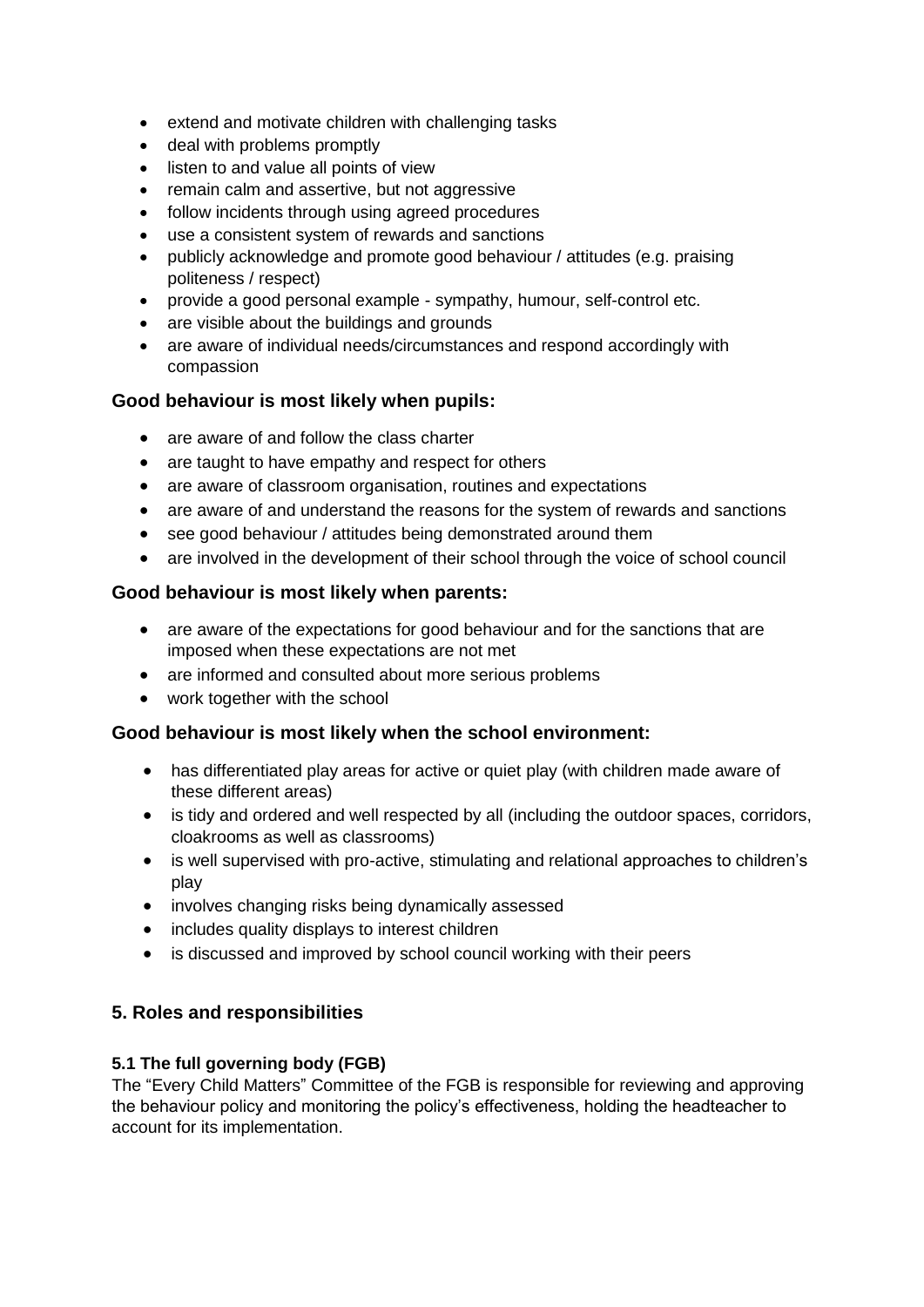- extend and motivate children with challenging tasks
- deal with problems promptly
- listen to and value all points of view
- remain calm and assertive, but not aggressive
- follow incidents through using agreed procedures
- use a consistent system of rewards and sanctions
- publicly acknowledge and promote good behaviour / attitudes (e.g. praising politeness / respect)
- provide a good personal example - sympathy, humour, self-control etc.
- are visible about the buildings and grounds
- are aware of individual needs/circumstances and respond accordingly with compassion

### Good behaviour is most likely when pupils:

- are aware of and follow the class charter
- are taught to have empathy and respect for others
- are aware of classroom organisation, routines and expectations
- are aware of and understand the reasons for the system of rewards and sanctions
- see good behaviour / attitudes being demonstrated around them
- are involved in the development of their school through the voice of school council

### Good behaviour is most likely when parents:

- are aware of the expectations for good behaviour and for the sanctions that are imposed when these expectations are not met
- are informed and consulted about more serious problems
- work together with the school

### Good behaviour is most likely when the school environment:

- has differentiated play areas for active or quiet play (with children made aware of these different areas)
- is tidy and ordered and well respected by all (including the outdoor spaces, corridors, cloakrooms as well as classrooms)
- is well supervised with pro-active, stimulating and relational approaches to children's play
- involves changing risks being dynamically assessed
- includes quality displays to interest children
- is discussed and improved by school council working with their peers

## 5. Roles and responsibilities

### 5.1 The full governing body (FGB)

The "Every Child Matters" Committee of the FGB is responsible for reviewing and approving the behaviour policy and monitoring the policy's effectiveness, holding the headteacher to account for its implementation.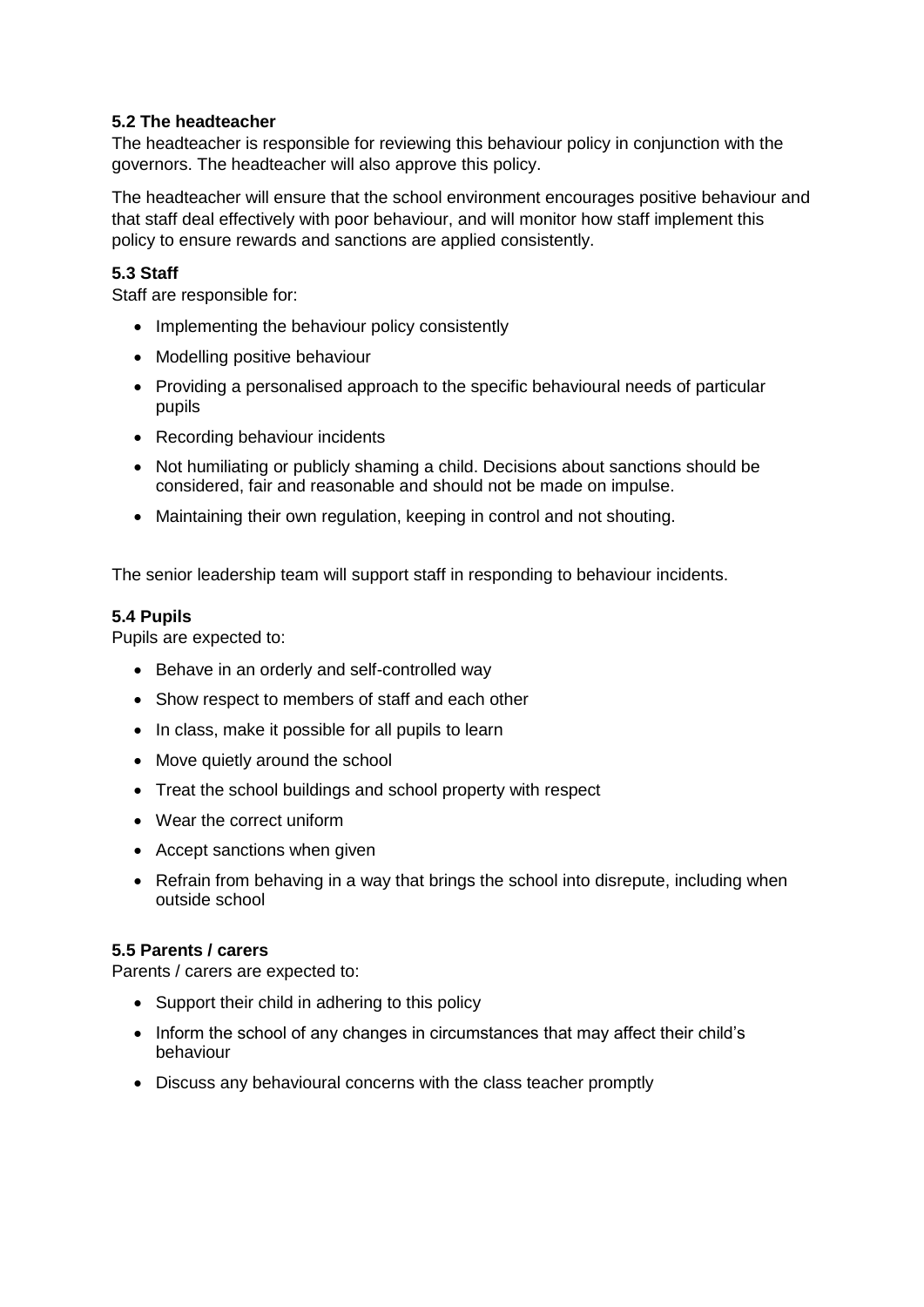**5.2 The headteacher**

The headteacher is responsible for reviewing this behaviour policy in conjunction with the governors. The headteacher will also approve this policy.

The headteacher will ensure that the school environment encourages positive behaviour and that staff deal effectively with poor behaviour, and will monitor how staff implement this policy to ensure rewards and sanctions are applied consistently.

**5.3 Staff**

Staff are responsible for:

- Implementing the behaviour policy consistently
- Modelling positive behaviour
- Providing a personalised approach to the specific behavioural needs of particular pupils
- Recording behaviour incidents
- Not humiliating or publicly shaming a child. Decisions about sanctions should be considered, fair and reasonable and should not be made on impulse.
- Maintaining their own regulation, keeping in control and not shouting.

The senior leadership team will support staff in responding to behaviour incidents.

**5.4 Pupils**

Pupils are expected to:

- Behave in an orderly and self-controlled way
- Show respect to members of staff and each other
- In class, make it possible for all pupils to learn
- Move quietly around the school
- Treat the school buildings and school property with respect
- Wear the correct uniform
- Accept sanctions when given
- Refrain from behaving in a way that brings the school into disrepute, including when outside school

**5.5 Parents / carers**

Parents / carers are expected to:

- Support their child in adhering to this policy
- Inform the school of any changes in circumstances that may affect their child's behaviour
- Discuss any behavioural concerns with the class teacher promptly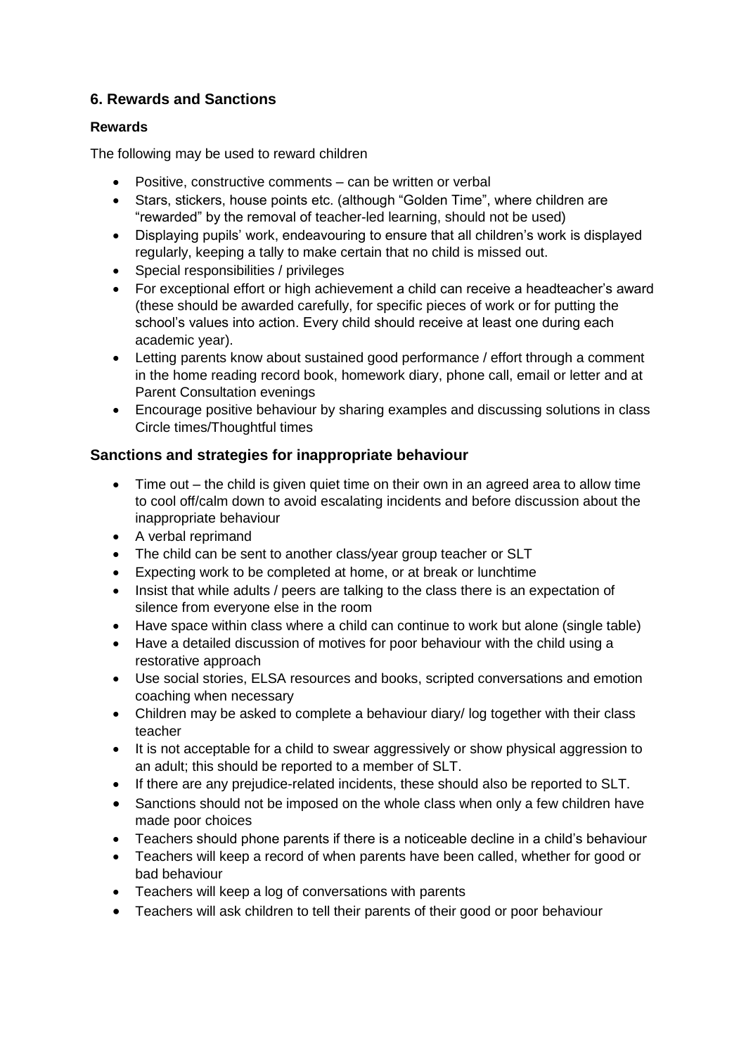## 6. Rewards and Sanctions

### Rewards

The following may be used to reward children

- Positive, constructive comments – can be written or verbal
- Stars, stickers, house points etc. (although "Golden Time", where children are "rewarded" by the removal of teacher-led learning, should not be used)
- Displaying pupils' work, endeavouring to ensure that all children's work is displayed regularly, keeping a tally to make certain that no child is missed out.
- Special responsibilities / privileges
- For exceptional effort or high achievement a child can receive a headteacher's award (these should be awarded carefully, for specific pieces of work or for putting the school's values into action. Every child should receive at least one during each academic year).
- Letting parents know about sustained good performance / effort through a comment in the home reading record book, homework diary, phone call, email or letter and at Parent Consultation evenings
- Encourage positive behaviour by sharing examples and discussing solutions in class Circle times/Thoughtful times

## Sanctions and strategies for inappropriate behaviour

- Time out – the child is given quiet time on their own in an agreed area to allow time to cool off/calm down to avoid escalating incidents and before discussion about the inappropriate behaviour
- A verbal reprimand
- The child can be sent to another class/year group teacher or SLT
- Expecting work to be completed at home, or at break or lunchtime
- Insist that while adults / peers are talking to the class there is an expectation of silence from everyone else in the room
- Have space within class where a child can continue to work but alone (single table)
- Have a detailed discussion of motives for poor behaviour with the child using a restorative approach
- Use social stories, ELSA resources and books, scripted conversations and emotion coaching when necessary
- Children may be asked to complete a behaviour diary/ log together with their class teacher
- It is not acceptable for a child to swear aggressively or show physical aggression to an adult; this should be reported to a member of SLT.
- If there are any prejudice-related incidents, these should also be reported to SLT.
- Sanctions should not be imposed on the whole class when only a few children have made poor choices
- Teachers should phone parents if there is a noticeable decline in a child's behaviour
- Teachers will keep a record of when parents have been called, whether for good or bad behaviour
- Teachers will keep a log of conversations with parents
- Teachers will ask children to tell their parents of their good or poor behaviour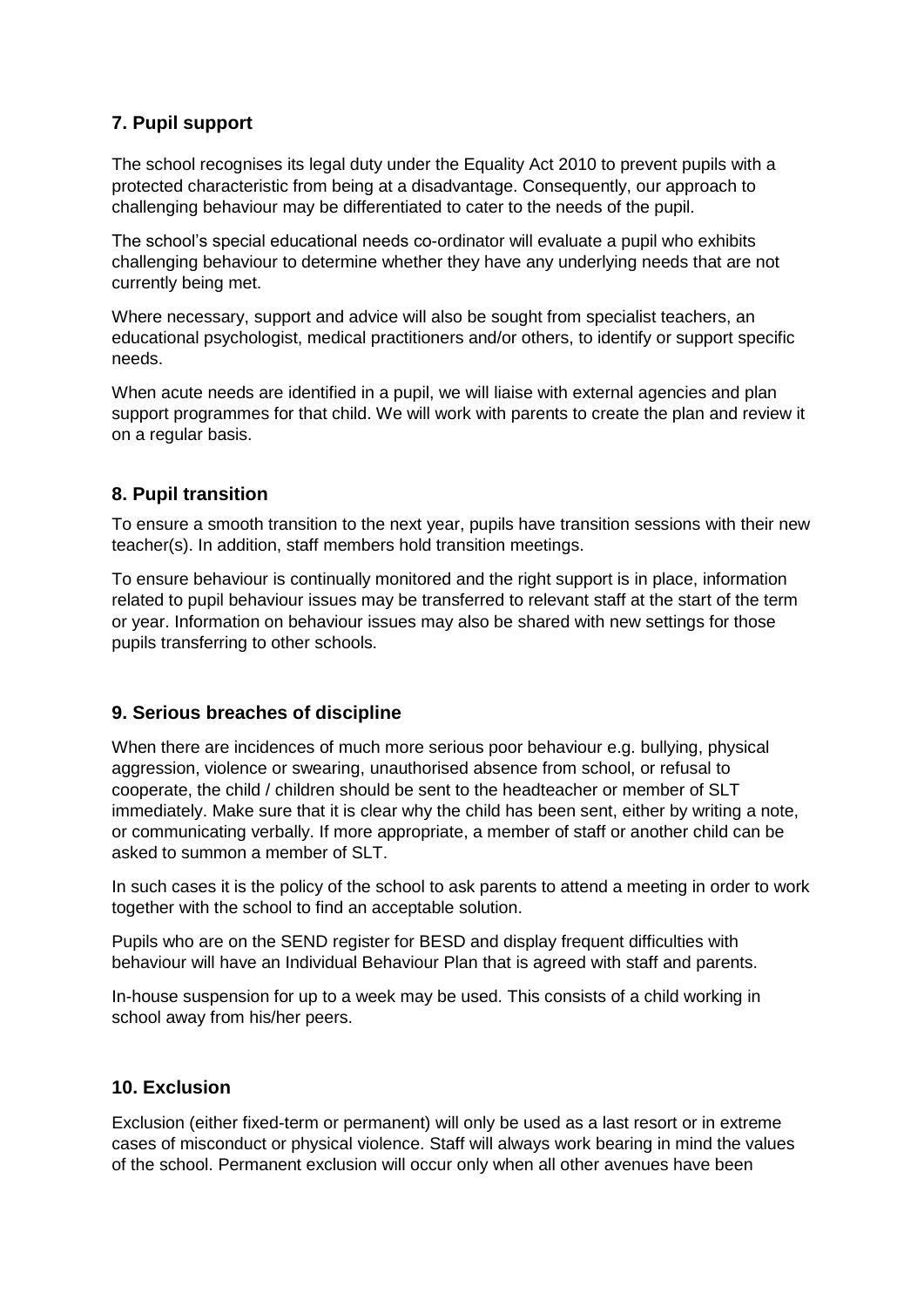## 7. Pupil support

The school recognises its legal duty under the Equality Act 2010 to prevent pupils with a protected characteristic from being at a disadvantage. Consequently, our approach to challenging behaviour may be differentiated to cater to the needs of the pupil.

The school's special educational needs co-ordinator will evaluate a pupil who exhibits challenging behaviour to determine whether they have any underlying needs that are not currently being met.

Where necessary, support and advice will also be sought from specialist teachers, an educational psychologist, medical practitioners and/or others, to identify or support specific needs.

When acute needs are identified in a pupil, we will liaise with external agencies and plan support programmes for that child. We will work with parents to create the plan and review it on a regular basis.

## 8. Pupil transition

To ensure a smooth transition to the next year, pupils have transition sessions with their new teacher(s). In addition, staff members hold transition meetings.

To ensure behaviour is continually monitored and the right support is in place, information related to pupil behaviour issues may be transferred to relevant staff at the start of the term or year. Information on behaviour issues may also be shared with new settings for those pupils transferring to other schools.

## 9. Serious breaches of discipline

When there are incidences of much more serious poor behaviour e.g. bullying, physical aggression, violence or swearing, unauthorised absence from school, or refusal to cooperate, the child / children should be sent to the headteacher or member of SLT immediately. Make sure that it is clear why the child has been sent, either by writing a note, or communicating verbally. If more appropriate, a member of staff or another child can be asked to summon a member of SLT.

In such cases it is the policy of the school to ask parents to attend a meeting in order to work together with the school to find an acceptable solution.

Pupils who are on the SEND register for BESD and display frequent difficulties with behaviour will have an Individual Behaviour Plan that is agreed with staff and parents.

In-house suspension for up to a week may be used. This consists of a child working in school away from his/her peers.

## 10. Exclusion

Exclusion (either fixed-term or permanent) will only be used as a last resort or in extreme cases of misconduct or physical violence. Staff will always work bearing in mind the values of the school. Permanent exclusion will occur only when all other avenues have been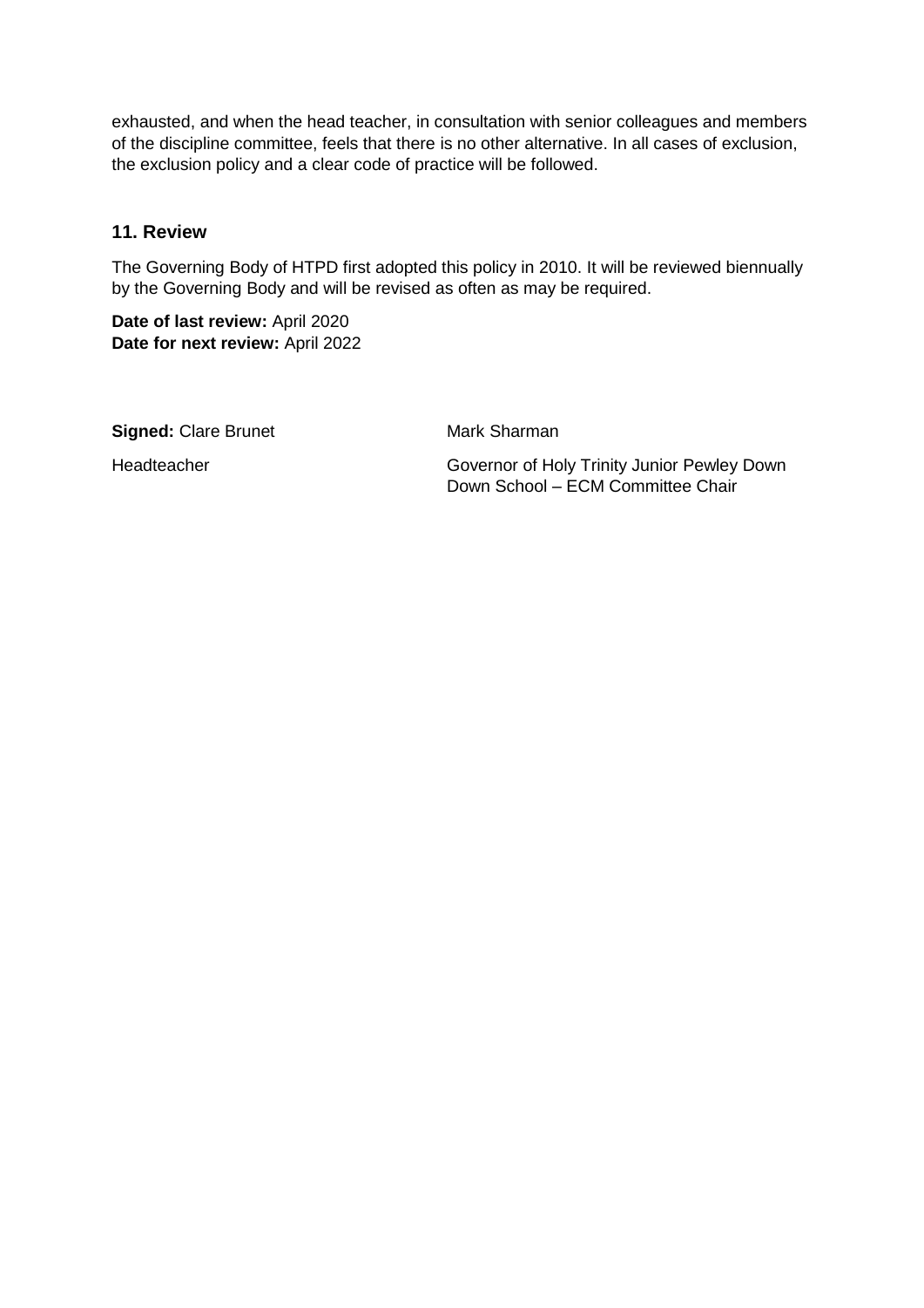exhausted, and when the head teacher, in consultation with senior colleagues and members of the discipline committee, feels that there is no other alternative. In all cases of exclusion, the exclusion policy and a clear code of practice will be followed.

## 11. Review

The Governing Body of HTPD first adopted this policy in 2010. It will be reviewed biennually by the Governing Body and will be revised as often as may be required.

**Date of last review:** April 2020
**Date for next review:** April 2022

**Signed:** Clare Brunet

Headteacher

Mark Sharman

Governor of Holy Trinity Junior Pewley Down Down School – ECM Committee Chair